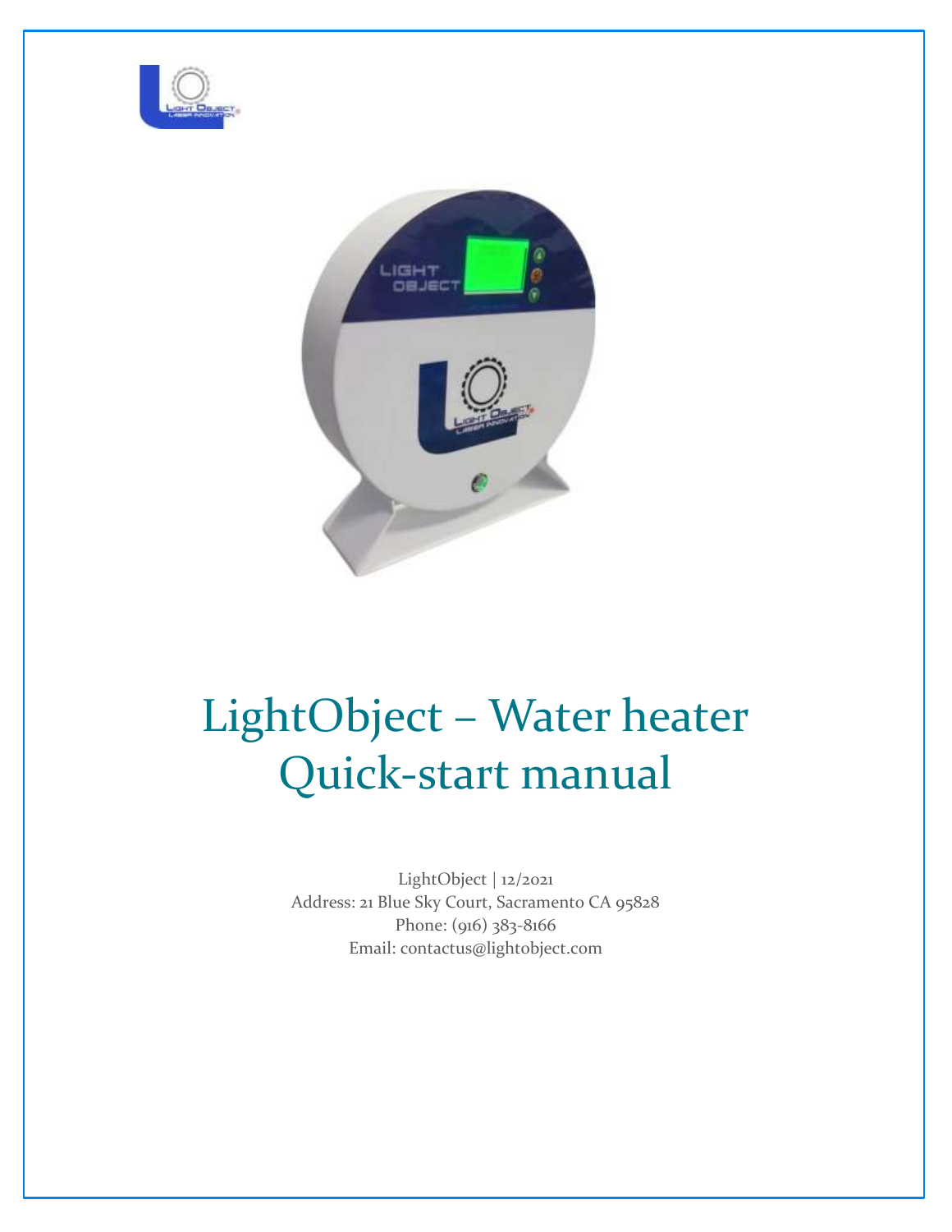# LightObject – Water heater Quick-start manual

LightObject | 12/2021
Address: 21 Blue Sky Court, Sacramento CA 95828
Phone: (916) 383-8166
Email: contactus@lightobject.com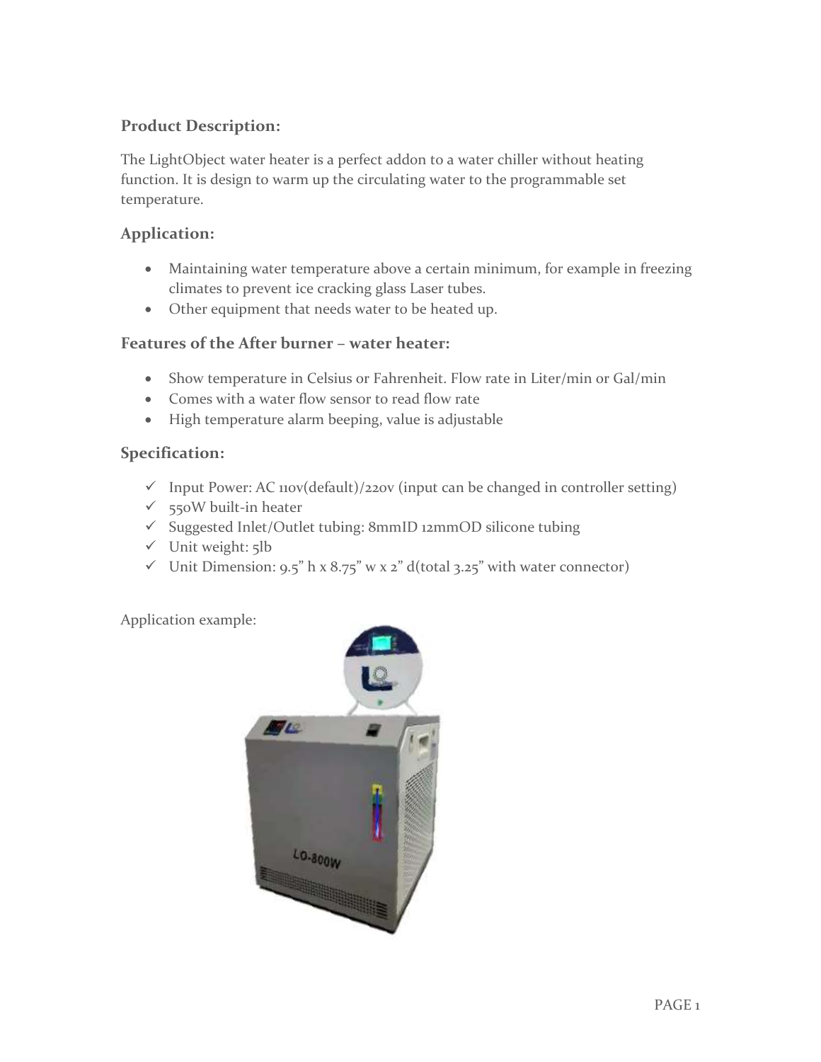## Product Description:

The LightObject water heater is a perfect addon to a water chiller without heating function. It is design to warm up the circulating water to the programmable set temperature.

## Application:

- Maintaining water temperature above a certain minimum, for example in freezing climates to prevent ice cracking glass Laser tubes.
- Other equipment that needs water to be heated up.

## Features of the After burner – water heater:

- Show temperature in Celsius or Fahrenheit. Flow rate in Liter/min or Gal/min
- Comes with a water flow sensor to read flow rate
- High temperature alarm beeping, value is adjustable

## Specification:

- ✓ Input Power: AC 110v(default)/220v (input can be changed in controller setting)
- ✓ 550W built-in heater
- ✓ Suggested Inlet/Outlet tubing: 8mmID 12mmOD silicone tubing
- ✓ Unit weight: 5lb
- ✓ Unit Dimension: 9.5" h x 8.75" w x 2" d(total 3.25" with water connector)

Application example: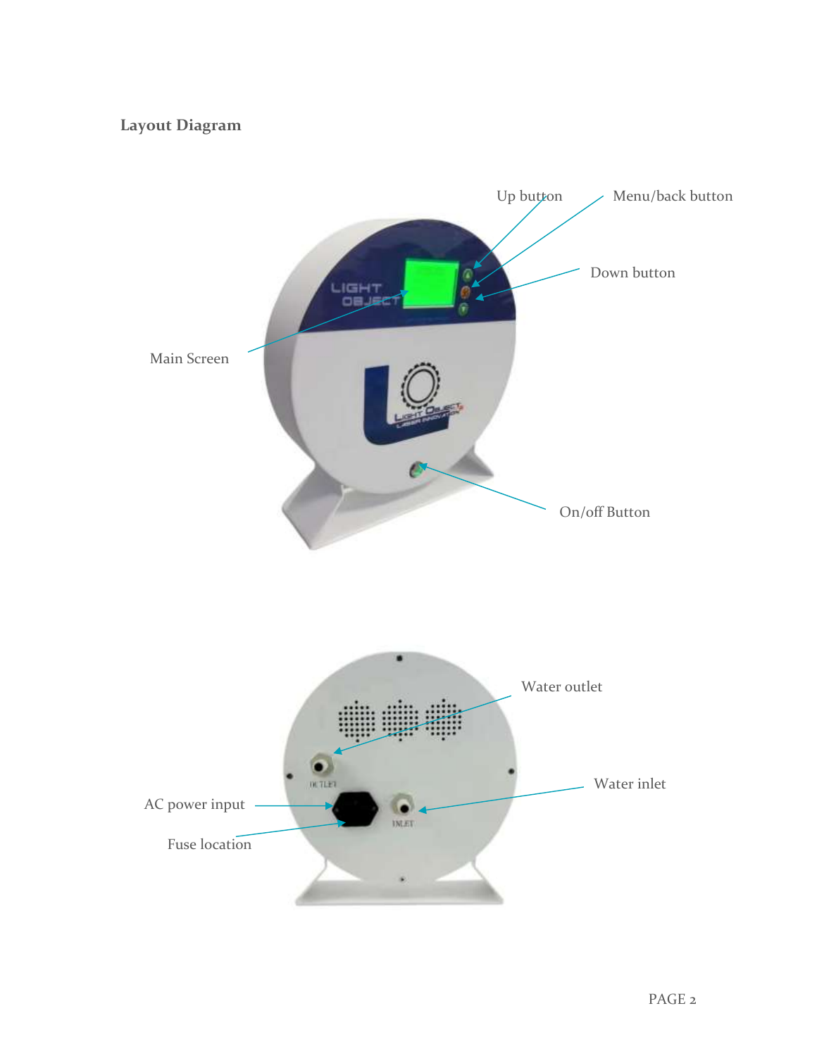## Layout Diagram

Up button

Menu/back button

Down button

Main Screen

On/off Button

Water outlet

Water inlet

AC power input

Fuse location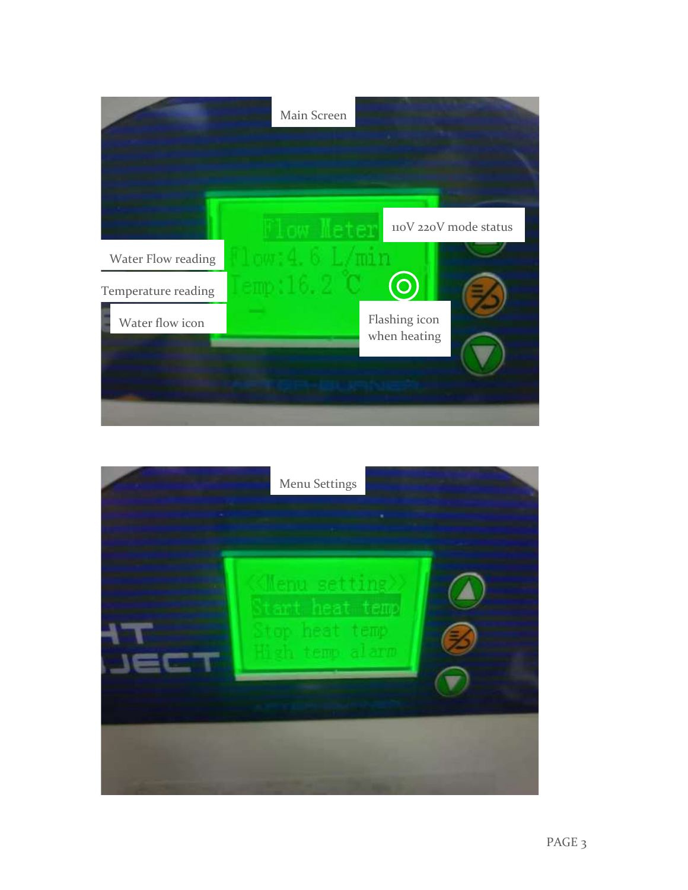Main Screen

110V 220V mode status

Water Flow reading

Temperature reading

Water flow icon

Flashing icon when heating

Flow Meter
Flow:4.6 L/min
Temp:16.2 °C

Menu Settings

<<Menu setting>>
Start heat temp
Stop heat temp
High temp alarm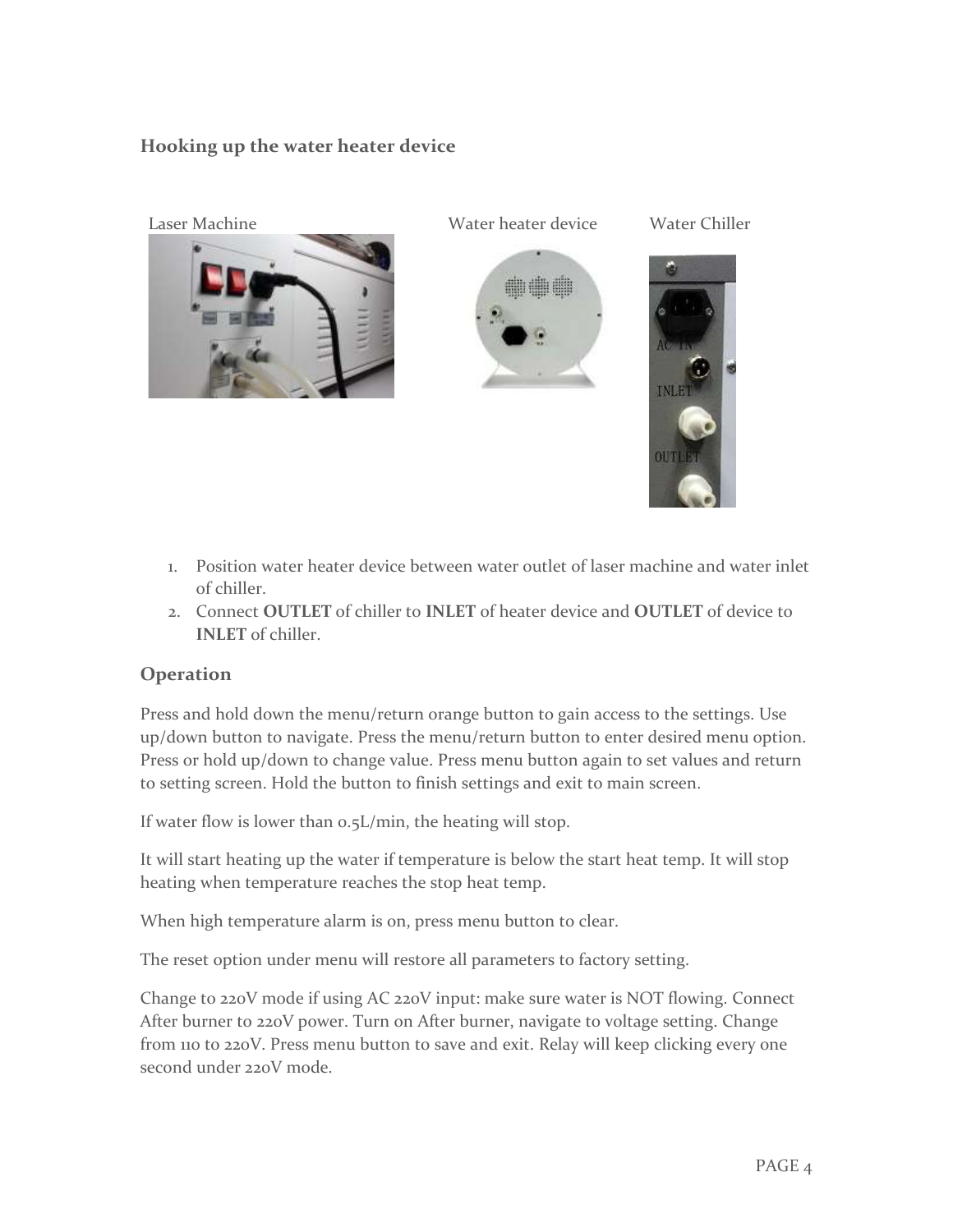### Hooking up the water heater device

Laser Machine Water heater device Water Chiller

1. Position water heater device between water outlet of laser machine and water inlet of chiller.
2. Connect **OUTLET** of chiller to **INLET** of heater device and **OUTLET** of device to **INLET** of chiller.

## Operation

Press and hold down the menu/return orange button to gain access to the settings. Use up/down button to navigate. Press the menu/return button to enter desired menu option. Press or hold up/down to change value. Press menu button again to set values and return to setting screen. Hold the button to finish settings and exit to main screen.

If water flow is lower than 0.5L/min, the heating will stop.

It will start heating up the water if temperature is below the start heat temp. It will stop heating when temperature reaches the stop heat temp.

When high temperature alarm is on, press menu button to clear.

The reset option under menu will restore all parameters to factory setting.

Change to 220V mode if using AC 220V input: make sure water is NOT flowing. Connect After burner to 220V power. Turn on After burner, navigate to voltage setting. Change from 110 to 220V. Press menu button to save and exit. Relay will keep clicking every one second under 220V mode.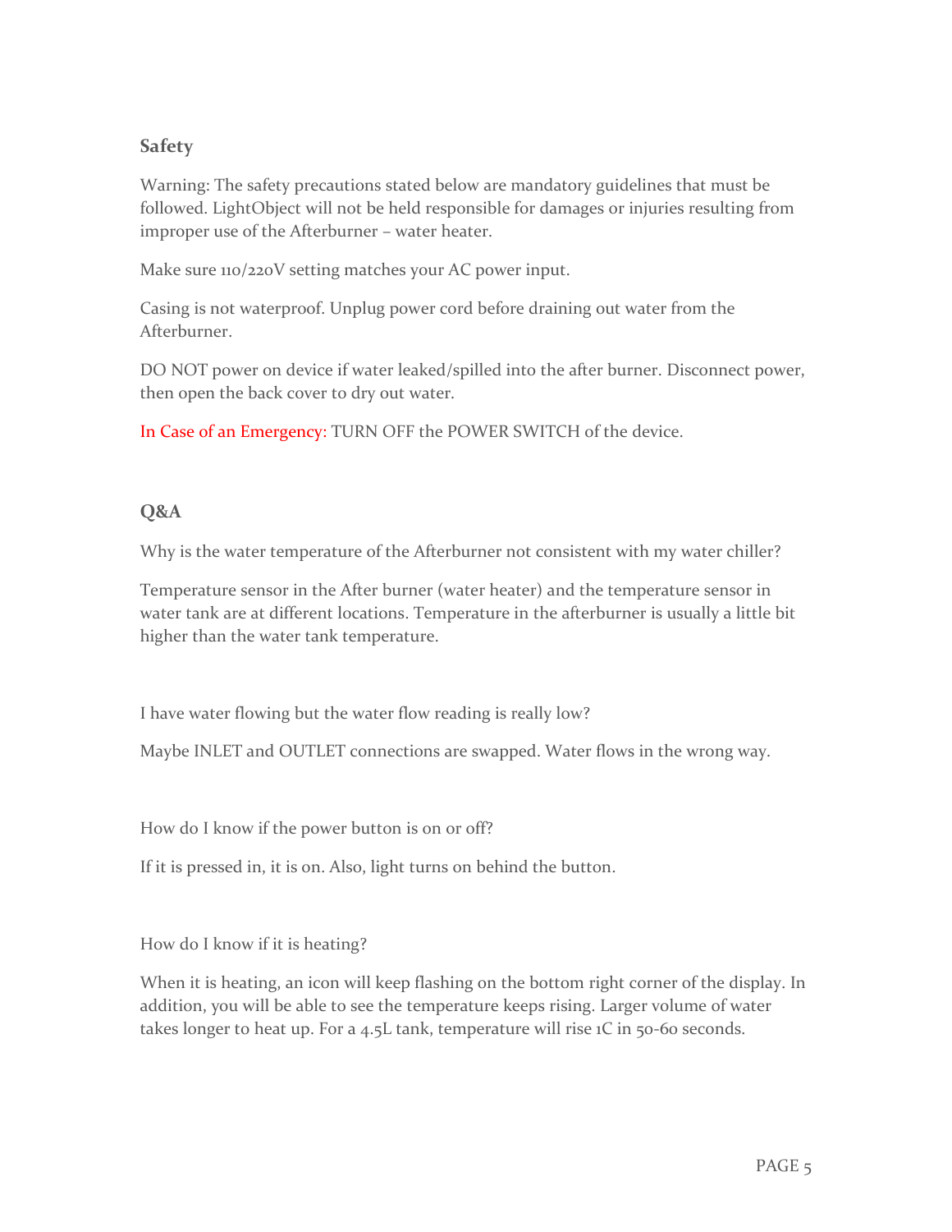## Safety

Warning: The safety precautions stated below are mandatory guidelines that must be followed. LightObject will not be held responsible for damages or injuries resulting from improper use of the Afterburner – water heater.

Make sure 110/220V setting matches your AC power input.

Casing is not waterproof. Unplug power cord before draining out water from the Afterburner.

DO NOT power on device if water leaked/spilled into the after burner. Disconnect power, then open the back cover to dry out water.

In Case of an Emergency: TURN OFF the POWER SWITCH of the device.

## Q&A

Why is the water temperature of the Afterburner not consistent with my water chiller?

Temperature sensor in the After burner (water heater) and the temperature sensor in water tank are at different locations. Temperature in the afterburner is usually a little bit higher than the water tank temperature.

I have water flowing but the water flow reading is really low?

Maybe INLET and OUTLET connections are swapped. Water flows in the wrong way.

How do I know if the power button is on or off?

If it is pressed in, it is on. Also, light turns on behind the button.

How do I know if it is heating?

When it is heating, an icon will keep flashing on the bottom right corner of the display. In addition, you will be able to see the temperature keeps rising. Larger volume of water takes longer to heat up. For a 4.5L tank, temperature will rise 1C in 50-60 seconds.